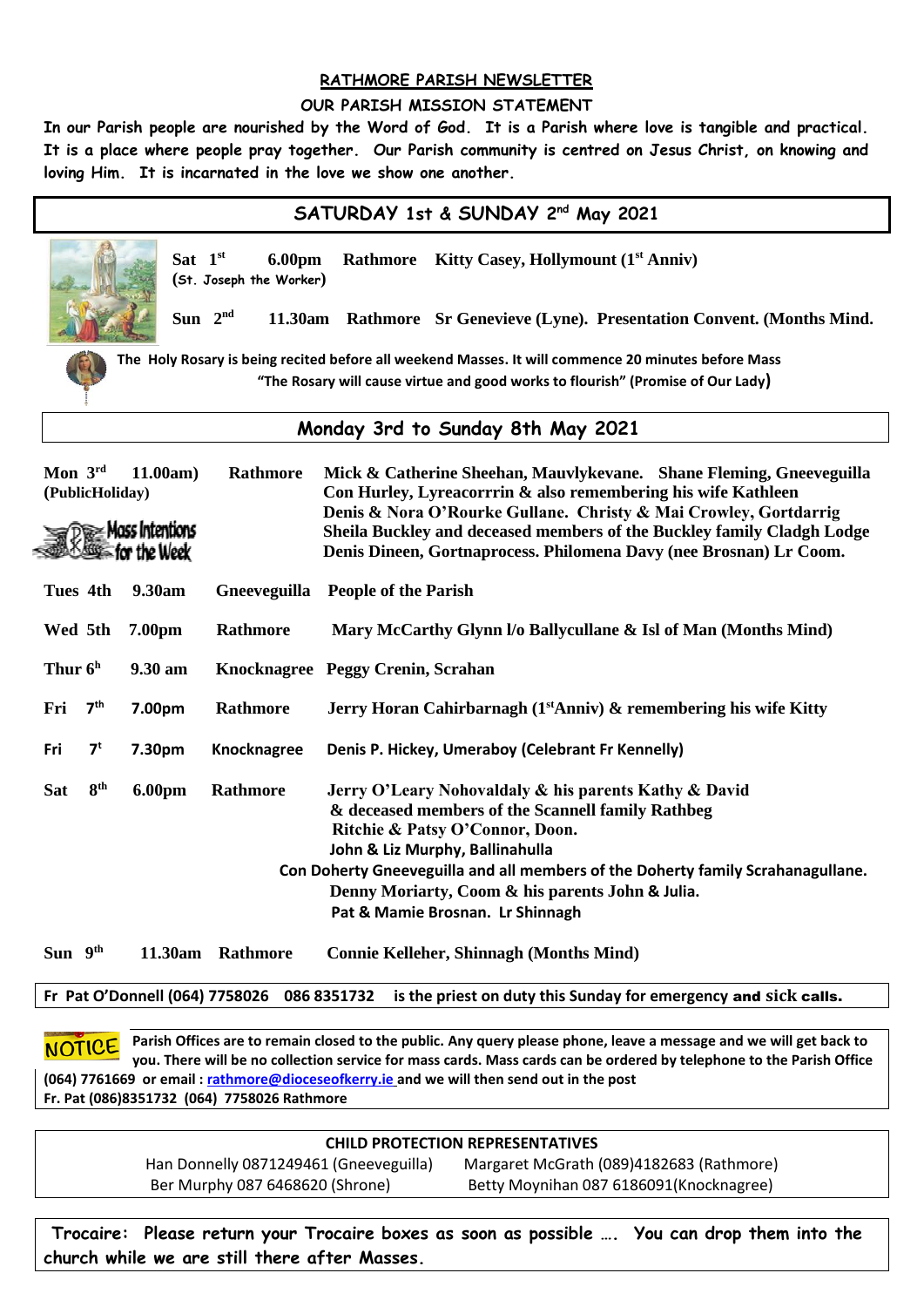# RATHMORE PARISH NEWSLETTER

## OUR PARISH MISSION STATEMENT

**In our Parish people are nourished by the Word of God. It is a Parish where love is tangible and practical. It is a place where people pray together. Our Parish community is centred on Jesus Christ, on knowing and loving Him. It is incarnated in the love we show one another.**

## SATURDAY 1st & SUNDAY 2nd May 2021

**Sat 1st 6.00pm Rathmore Kitty Casey, Hollymount (1st Anniv)**
(St. Joseph the Worker)

**Sun 2nd 11.30am Rathmore Sr Genevieve (Lyne). Presentation Convent. (Months Mind.**

**The Holy Rosary is being recited before all weekend Masses. It will commence 20 minutes before Mass**
**"The Rosary will cause virtue and good works to flourish" (Promise of Our Lady)**

## Monday 3rd to Sunday 8th May 2021

Mass Intentions for the Week

| Day | Time | Church | Intentions |
|---|---|---|---|
| **Mon 3rd (PublicHoliday)** | **11.00am)** | **Rathmore** | **Mick & Catherine Sheehan, Mauvlykevane. Shane Fleming, Gneeveguilla Con Hurley, Lyreacorrrin & also remembering his wife Kathleen Denis & Nora O'Rourke Gullane. Christy & Mai Crowley, Gortdarrig Sheila Buckley and deceased members of the Buckley family Cladgh Lodge Denis Dineen, Gortnaprocess. Philomena Davy (nee Brosnan) Lr Coom.** |
| **Tues 4th** | **9.30am** | **Gneeveguilla** | **People of the Parish** |
| **Wed 5th** | **7.00pm** | **Rathmore** | **Mary McCarthy Glynn l/o Ballycullane & Isl of Man (Months Mind)** |
| **Thur 6h** | **9.30 am** | **Knocknagree** | **Peggy Crenin, Scrahan** |
| **Fri 7th** | **7.00pm** | **Rathmore** | **Jerry Horan Cahirbarnagh (1stAnniv) & remembering his wife Kitty** |
| **Fri 7t** | **7.30pm** | **Knocknagree** | **Denis P. Hickey, Umeraboy (Celebrant Fr Kennelly)** |
| **Sat 8th** | **6.00pm** | **Rathmore** | **Jerry O'Leary Nohovaldaly & his parents Kathy & David & deceased members of the Scannell family Rathbeg Ritchie & Patsy O'Connor, Doon. John & Liz Murphy, Ballinahulla Con Doherty Gneeveguilla and all members of the Doherty family Scrahanagullane. Denny Moriarty, Coom & his parents John & Julia. Pat & Mamie Brosnan. Lr Shinnagh** |
| **Sun 9th** | **11.30am** | **Rathmore** | **Connie Kelleher, Shinnagh (Months Mind)** |

**Fr Pat O'Donnell (064) 7758026 086 8351732 is the priest on duty this Sunday for emergency and sick calls.**

**NOTICE** **Parish Offices are to remain closed to the public. Any query please phone, leave a message and we will get back to you. There will be no collection service for mass cards. Mass cards can be ordered by telephone to the Parish Office (064) 7761669 or email : rathmore@dioceseofkerry.ie and we will then send out in the post**
**Fr. Pat (086)8351732 (064) 7758026 Rathmore**

**CHILD PROTECTION REPRESENTATIVES**

| | |
|---|---|
| Han Donnelly 0871249461 (Gneeveguilla) | Margaret McGrath (089)4182683 (Rathmore) |
| Ber Murphy 087 6468620 (Shrone) | Betty Moynihan 087 6186091(Knocknagree) |

**Trocaire: Please return your Trocaire boxes as soon as possible …. You can drop them into the church while we are still there after Masses.**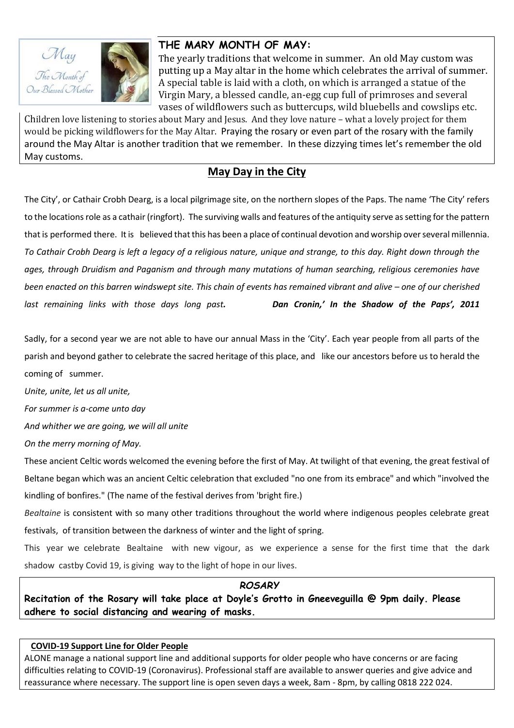## THE MARY MONTH OF MAY:

The yearly traditions that welcome in summer. An old May custom was putting up a May altar in the home which celebrates the arrival of summer. A special table is laid with a cloth, on which is arranged a statue of the Virgin Mary, a blessed candle, an-egg cup full of primroses and several vases of wildflowers such as buttercups, wild bluebells and cowslips etc. Children love listening to stories about Mary and Jesus. And they love nature – what a lovely project for them would be picking wildflowers for the May Altar. Praying the rosary or even part of the rosary with the family around the May Altar is another tradition that we remember. In these dizzying times let's remember the old May customs.

## May Day in the City

The City', or Cathair Crobh Dearg, is a local pilgrimage site, on the northern slopes of the Paps. The name 'The City' refers to the locations role as a cathair (ringfort). The surviving walls and features of the antiquity serve as setting for the pattern that is performed there. It is believed that this has been a place of continual devotion and worship over several millennia. *To Cathair Crobh Dearg is left a legacy of a religious nature, unique and strange, to this day. Right down through the ages, through Druidism and Paganism and through many mutations of human searching, religious ceremonies have been enacted on this barren windswept site. This chain of events has remained vibrant and alive – one of our cherished last remaining links with those days long past.* ***Dan Cronin,' In the Shadow of the Paps', 2011***

Sadly, for a second year we are not able to have our annual Mass in the 'City'. Each year people from all parts of the parish and beyond gather to celebrate the sacred heritage of this place, and like our ancestors before us to herald the coming of summer.

*Unite, unite, let us all unite,*

*For summer is a-come unto day*

*And whither we are going, we will all unite*

*On the merry morning of May.*

These ancient Celtic words welcomed the evening before the first of May. At twilight of that evening, the great festival of Beltane began which was an ancient Celtic celebration that excluded "no one from its embrace" and which "involved the kindling of bonfires." (The name of the festival derives from 'bright fire.)

*Bealtaine* is consistent with so many other traditions throughout the world where indigenous peoples celebrate great festivals, of transition between the darkness of winter and the light of spring.

This year we celebrate Bealtaine with new vigour, as we experience a sense for the first time that the dark shadow castby Covid 19, is giving way to the light of hope in our lives.

***ROSARY***

**Recitation of the Rosary will take place at Doyle's Grotto in Gneeveguilla @ 9pm daily. Please adhere to social distancing and wearing of masks.**

**COVID-19 Support Line for Older People**

ALONE manage a national support line and additional supports for older people who have concerns or are facing difficulties relating to COVID-19 (Coronavirus). Professional staff are available to answer queries and give advice and reassurance where necessary. The support line is open seven days a week, 8am - 8pm, by calling 0818 222 024.